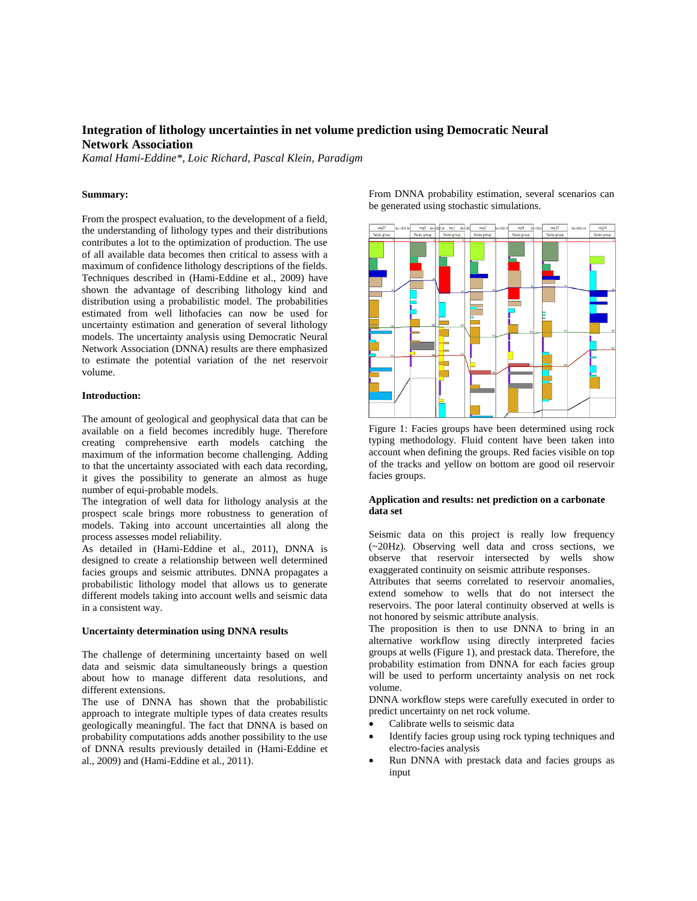# Integration of lithology uncertainties in net volume prediction using Democratic Neural Network Association

*Kamal Hami-Eddine\*, Loic Richard, Pascal Klein, Paradigm*

## Summary:

From the prospect evaluation, to the development of a field, the understanding of lithology types and their distributions contributes a lot to the optimization of production. The use of all available data becomes then critical to assess with a maximum of confidence lithology descriptions of the fields. Techniques described in (Hami-Eddine et al., 2009) have shown the advantage of describing lithology kind and distribution using a probabilistic model. The probabilities estimated from well lithofacies can now be used for uncertainty estimation and generation of several lithology models. The uncertainty analysis using Democratic Neural Network Association (DNNA) results are there emphasized to estimate the potential variation of the net reservoir volume.

## Introduction:

The amount of geological and geophysical data that can be available on a field becomes incredibly huge. Therefore creating comprehensive earth models catching the maximum of the information become challenging. Adding to that the uncertainty associated with each data recording, it gives the possibility to generate an almost as huge number of equi-probable models.

The integration of well data for lithology analysis at the prospect scale brings more robustness to generation of models. Taking into account uncertainties all along the process assesses model reliability.

As detailed in (Hami-Eddine et al., 2011), DNNA is designed to create a relationship between well determined facies groups and seismic attributes. DNNA propagates a probabilistic lithology model that allows us to generate different models taking into account wells and seismic data in a consistent way.

## Uncertainty determination using DNNA results

The challenge of determining uncertainty based on well data and seismic data simultaneously brings a question about how to manage different data resolutions, and different extensions.

The use of DNNA has shown that the probabilistic approach to integrate multiple types of data creates results geologically meaningful. The fact that DNNA is based on probability computations adds another possibility to the use of DNNA results previously detailed in (Hami-Eddine et al., 2009) and (Hami-Eddine et al., 2011).

From DNNA probability estimation, several scenarios can be generated using stochastic simulations.

Figure 1: Facies groups have been determined using rock typing methodology. Fluid content have been taken into account when defining the groups. Red facies visible on top of the tracks and yellow on bottom are good oil reservoir facies groups.

## Application and results: net prediction on a carbonate data set

Seismic data on this project is really low frequency (~20Hz). Observing well data and cross sections, we observe that reservoir intersected by wells show exaggerated continuity on seismic attribute responses.

Attributes that seems correlated to reservoir anomalies, extend somehow to wells that do not intersect the reservoirs. The poor lateral continuity observed at wells is not honored by seismic attribute analysis.

The proposition is then to use DNNA to bring in an alternative workflow using directly interpreted facies groups at wells (Figure 1), and prestack data. Therefore, the probability estimation from DNNA for each facies group will be used to perform uncertainty analysis on net rock volume.

DNNA workflow steps were carefully executed in order to predict uncertainty on net rock volume.

- Calibrate wells to seismic data
- Identify facies group using rock typing techniques and electro-facies analysis
- Run DNNA with prestack data and facies groups as input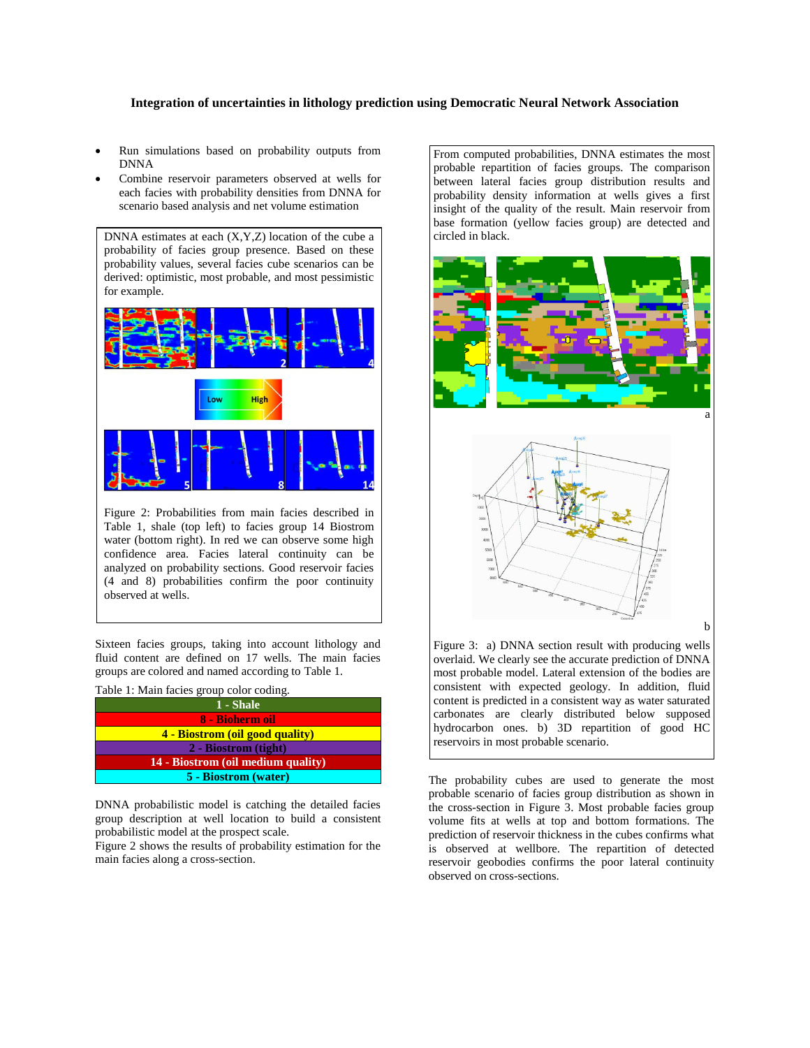- Run simulations based on probability outputs from DNNA
- Combine reservoir parameters observed at wells for each facies with probability densities from DNNA for scenario based analysis and net volume estimation

DNNA estimates at each (X,Y,Z) location of the cube a probability of facies group presence. Based on these probability values, several facies cube scenarios can be derived: optimistic, most probable, and most pessimistic for example.

Figure 2: Probabilities from main facies described in Table 1, shale (top left) to facies group 14 Biostrom water (bottom right). In red we can observe some high confidence area. Facies lateral continuity can be analyzed on probability sections. Good reservoir facies (4 and 8) probabilities confirm the poor continuity observed at wells.

Sixteen facies groups, taking into account lithology and fluid content are defined on 17 wells. The main facies groups are colored and named according to Table 1.

Table 1: Main facies group color coding.

| **1 - Shale** |
|---|
| **8 - Bioherm oil** |
| **4 - Biostrom (oil good quality)** |
| **2 - Biostrom (tight)** |
| **14 - Biostrom (oil medium quality)** |
| **5 - Biostrom (water)** |

DNNA probabilistic model is catching the detailed facies group description at well location to build a consistent probabilistic model at the prospect scale.

Figure 2 shows the results of probability estimation for the main facies along a cross-section.

From computed probabilities, DNNA estimates the most probable repartition of facies groups. The comparison between lateral facies group distribution results and probability density information at wells gives a first insight of the quality of the result. Main reservoir from base formation (yellow facies group) are detected and circled in black.

Figure 3: a) DNNA section result with producing wells overlaid. We clearly see the accurate prediction of DNNA most probable model. Lateral extension of the bodies are consistent with expected geology. In addition, fluid content is predicted in a consistent way as water saturated carbonates are clearly distributed below supposed hydrocarbon ones. b) 3D repartition of good HC reservoirs in most probable scenario.

The probability cubes are used to generate the most probable scenario of facies group distribution as shown in the cross-section in Figure 3. Most probable facies group volume fits at wells at top and bottom formations. The prediction of reservoir thickness in the cubes confirms what is observed at wellbore. The repartition of detected reservoir geobodies confirms the poor lateral continuity observed on cross-sections.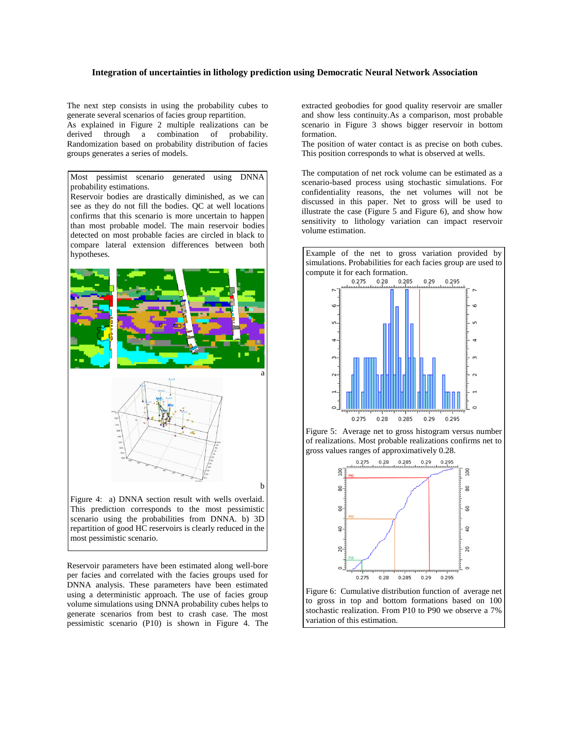**Integration of uncertainties in lithology prediction using Democratic Neural Network Association**

The next step consists in using the probability cubes to generate several scenarios of facies group repartition.
As explained in Figure 2 multiple realizations can be derived through a combination of probability. Randomization based on probability distribution of facies groups generates a series of models.

Most pessimist scenario generated using DNNA probability estimations.
Reservoir bodies are drastically diminished, as we can see as they do not fill the bodies. QC at well locations confirms that this scenario is more uncertain to happen than most probable model. The main reservoir bodies detected on most probable facies are circled in black to compare lateral extension differences between both hypotheses.

Figure 4: a) DNNA section result with wells overlaid. This prediction corresponds to the most pessimistic scenario using the probabilities from DNNA. b) 3D repartition of good HC reservoirs is clearly reduced in the most pessimistic scenario.

Reservoir parameters have been estimated along well-bore per facies and correlated with the facies groups used for DNNA analysis. These parameters have been estimated using a deterministic approach. The use of facies group volume simulations using DNNA probability cubes helps to generate scenarios from best to crash case. The most pessimistic scenario (P10) is shown in Figure 4. The extracted geobodies for good quality reservoir are smaller and show less continuity.As a comparison, most probable scenario in Figure 3 shows bigger reservoir in bottom formation.
The position of water contact is as precise on both cubes. This position corresponds to what is observed at wells.

The computation of net rock volume can be estimated as a scenario-based process using stochastic simulations. For confidentiality reasons, the net volumes will not be discussed in this paper. Net to gross will be used to illustrate the case (Figure 5 and Figure 6), and show how sensitivity to lithology variation can impact reservoir volume estimation.

Example of the net to gross variation provided by simulations. Probabilities for each facies group are used to compute it for each formation.

Figure 5: Average net to gross histogram versus number of realizations. Most probable realizations confirms net to gross values ranges of approximatively 0.28.

Figure 6: Cumulative distribution function of average net to gross in top and bottom formations based on 100 stochastic realization. From P10 to P90 we observe a 7% variation of this estimation.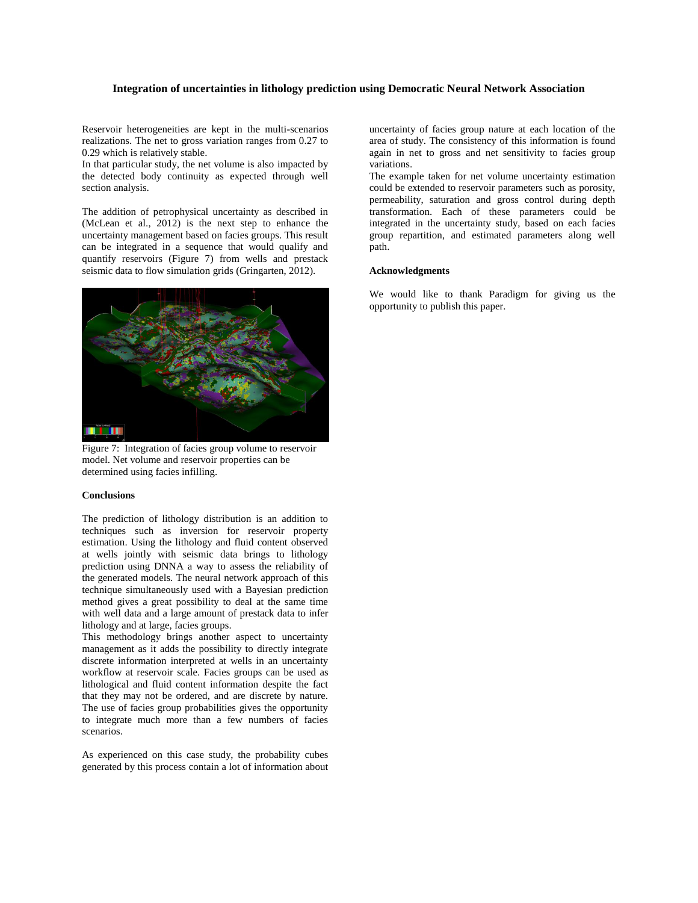## Integration of uncertainties in lithology prediction using Democratic Neural Network Association

Reservoir heterogeneities are kept in the multi-scenarios realizations. The net to gross variation ranges from 0.27 to 0.29 which is relatively stable.

In that particular study, the net volume is also impacted by the detected body continuity as expected through well section analysis.

The addition of petrophysical uncertainty as described in (McLean et al., 2012) is the next step to enhance the uncertainty management based on facies groups. This result can be integrated in a sequence that would qualify and quantify reservoirs (Figure 7) from wells and prestack seismic data to flow simulation grids (Gringarten, 2012).

Figure 7: Integration of facies group volume to reservoir model. Net volume and reservoir properties can be determined using facies infilling.

### Conclusions

The prediction of lithology distribution is an addition to techniques such as inversion for reservoir property estimation. Using the lithology and fluid content observed at wells jointly with seismic data brings to lithology prediction using DNNA a way to assess the reliability of the generated models. The neural network approach of this technique simultaneously used with a Bayesian prediction method gives a great possibility to deal at the same time with well data and a large amount of prestack data to infer lithology and at large, facies groups.

This methodology brings another aspect to uncertainty management as it adds the possibility to directly integrate discrete information interpreted at wells in an uncertainty workflow at reservoir scale. Facies groups can be used as lithological and fluid content information despite the fact that they may not be ordered, and are discrete by nature. The use of facies group probabilities gives the opportunity to integrate much more than a few numbers of facies scenarios.

As experienced on this case study, the probability cubes generated by this process contain a lot of information about uncertainty of facies group nature at each location of the area of study. The consistency of this information is found again in net to gross and net sensitivity to facies group variations.

The example taken for net volume uncertainty estimation could be extended to reservoir parameters such as porosity, permeability, saturation and gross control during depth transformation. Each of these parameters could be integrated in the uncertainty study, based on each facies group repartition, and estimated parameters along well path.

### Acknowledgments

We would like to thank Paradigm for giving us the opportunity to publish this paper.